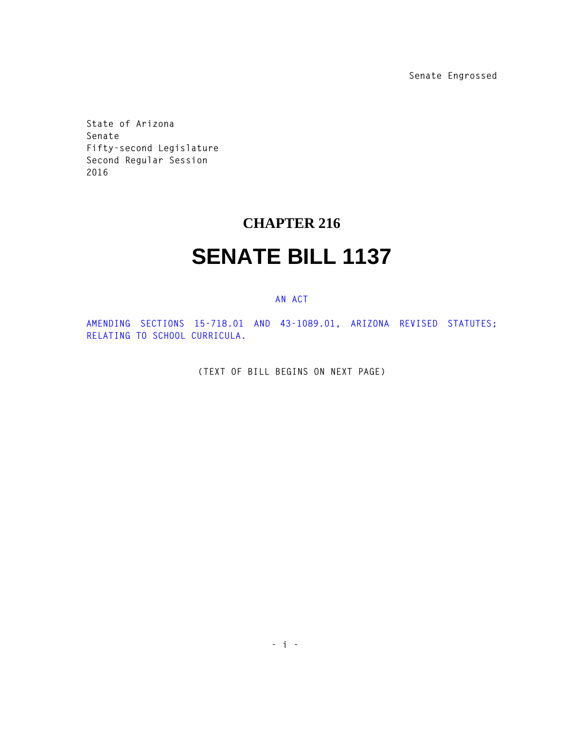Senate Engrossed

State of Arizona
Senate
Fifty-second Legislature
Second Regular Session
2016

# CHAPTER 216

# SENATE BILL 1137

AN ACT

AMENDING SECTIONS 15-718.01 AND 43-1089.01, ARIZONA REVISED STATUTES; RELATING TO SCHOOL CURRICULA.

(TEXT OF BILL BEGINS ON NEXT PAGE)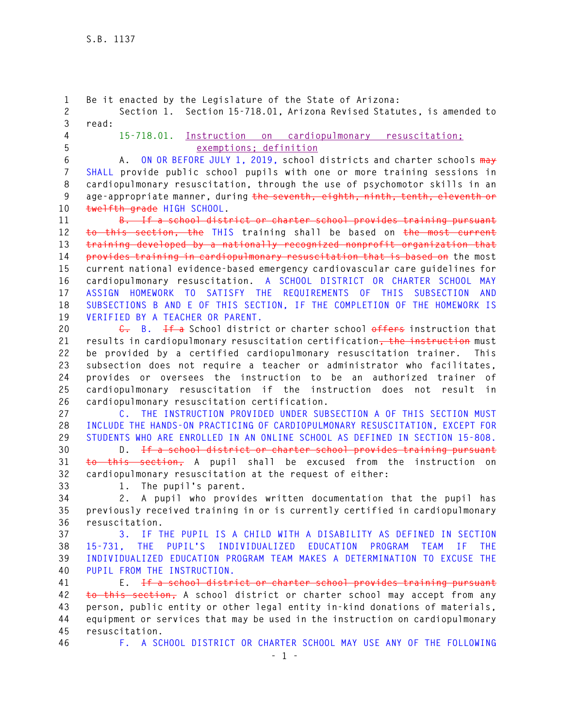Be it enacted by the Legislature of the State of Arizona:

Section 1. Section 15-718.01, Arizona Revised Statutes, is amended to read:

15-718.01. Instruction on cardiopulmonary resuscitation; exemptions; definition

A. ON OR BEFORE JULY 1, 2019, school districts and charter schools ~~may~~ SHALL provide public school pupils with one or more training sessions in cardiopulmonary resuscitation, through the use of psychomotor skills in an age-appropriate manner, during ~~the seventh, eighth, ninth, tenth, eleventh or twelfth grade~~ HIGH SCHOOL. ~~B. If a school district or charter school provides training pursuant to this section, the~~ THIS training shall be based on ~~the most current training developed by a nationally recognized nonprofit organization that provides training in cardiopulmonary resuscitation that is based on~~ the most current national evidence-based emergency cardiovascular care guidelines for cardiopulmonary resuscitation. A SCHOOL DISTRICT OR CHARTER SCHOOL MAY ASSIGN HOMEWORK TO SATISFY THE REQUIREMENTS OF THIS SUBSECTION AND SUBSECTIONS B AND E OF THIS SECTION, IF THE COMPLETION OF THE HOMEWORK IS VERIFIED BY A TEACHER OR PARENT.

~~C.~~ B. ~~If a~~ School district or charter school ~~offers~~ instruction that results in cardiopulmonary resuscitation certification~~, the instruction~~ must be provided by a certified cardiopulmonary resuscitation trainer. This subsection does not require a teacher or administrator who facilitates, provides or oversees the instruction to be an authorized trainer of cardiopulmonary resuscitation if the instruction does not result in cardiopulmonary resuscitation certification.

C. THE INSTRUCTION PROVIDED UNDER SUBSECTION A OF THIS SECTION MUST INCLUDE THE HANDS-ON PRACTICING OF CARDIOPULMONARY RESUSCITATION, EXCEPT FOR STUDENTS WHO ARE ENROLLED IN AN ONLINE SCHOOL AS DEFINED IN SECTION 15-808.

D. ~~If a school district or charter school provides training pursuant to this section,~~ A pupil shall be excused from the instruction on cardiopulmonary resuscitation at the request of either:

1. The pupil's parent.

2. A pupil who provides written documentation that the pupil has previously received training in or is currently certified in cardiopulmonary resuscitation.

3. IF THE PUPIL IS A CHILD WITH A DISABILITY AS DEFINED IN SECTION 15-731, THE PUPIL'S INDIVIDUALIZED EDUCATION PROGRAM TEAM IF THE INDIVIDUALIZED EDUCATION PROGRAM TEAM MAKES A DETERMINATION TO EXCUSE THE PUPIL FROM THE INSTRUCTION.

E. ~~If a school district or charter school provides training pursuant to this section,~~ A school district or charter school may accept from any person, public entity or other legal entity in-kind donations of materials, equipment or services that may be used in the instruction on cardiopulmonary resuscitation.

F. A SCHOOL DISTRICT OR CHARTER SCHOOL MAY USE ANY OF THE FOLLOWING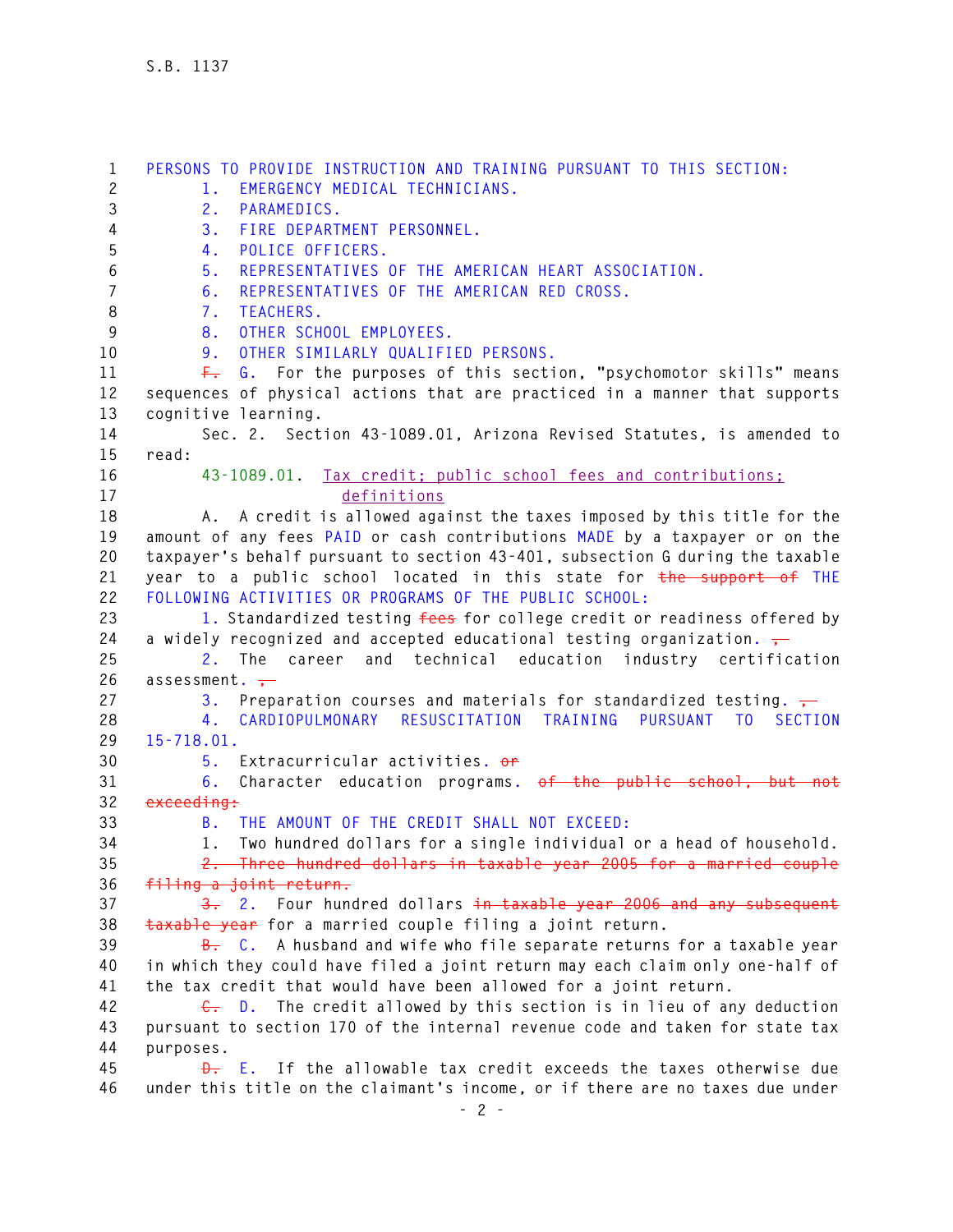PERSONS TO PROVIDE INSTRUCTION AND TRAINING PURSUANT TO THIS SECTION:

1. EMERGENCY MEDICAL TECHNICIANS.
2. PARAMEDICS.
3. FIRE DEPARTMENT PERSONNEL.
4. POLICE OFFICERS.
5. REPRESENTATIVES OF THE AMERICAN HEART ASSOCIATION.
6. REPRESENTATIVES OF THE AMERICAN RED CROSS.
7. TEACHERS.
8. OTHER SCHOOL EMPLOYEES.
9. OTHER SIMILARLY QUALIFIED PERSONS.

~~F.~~ G. For the purposes of this section, "psychomotor skills" means sequences of physical actions that are practiced in a manner that supports cognitive learning.

Sec. 2. Section 43-1089.01, Arizona Revised Statutes, is amended to read:

43-1089.01. Tax credit; public school fees and contributions; definitions

A. A credit is allowed against the taxes imposed by this title for the amount of any fees PAID or cash contributions MADE by a taxpayer or on the taxpayer's behalf pursuant to section 43-401, subsection G during the taxable year to a public school located in this state for ~~the support of~~ THE FOLLOWING ACTIVITIES OR PROGRAMS OF THE PUBLIC SCHOOL:

1. Standardized testing ~~fees~~ for college credit or readiness offered by a widely recognized and accepted educational testing organization. ~~,~~
2. The career and technical education industry certification assessment. ~~,~~
3. Preparation courses and materials for standardized testing. ~~,~~
4. CARDIOPULMONARY RESUSCITATION TRAINING PURSUANT TO SECTION 15-718.01.
5. Extracurricular activities. ~~or~~
6. Character education programs. ~~of the public school, but not exceeding:~~

B. THE AMOUNT OF THE CREDIT SHALL NOT EXCEED:

1. Two hundred dollars for a single individual or a head of household.
~~2. Three hundred dollars in taxable year 2005 for a married couple filing a joint return.~~
~~3.~~ 2. Four hundred dollars ~~in taxable year 2006 and any subsequent taxable year~~ for a married couple filing a joint return.

~~B.~~ C. A husband and wife who file separate returns for a taxable year in which they could have filed a joint return may each claim only one-half of the tax credit that would have been allowed for a joint return.

~~C.~~ D. The credit allowed by this section is in lieu of any deduction pursuant to section 170 of the internal revenue code and taken for state tax purposes.

~~D.~~ E. If the allowable tax credit exceeds the taxes otherwise due under this title on the claimant's income, or if there are no taxes due under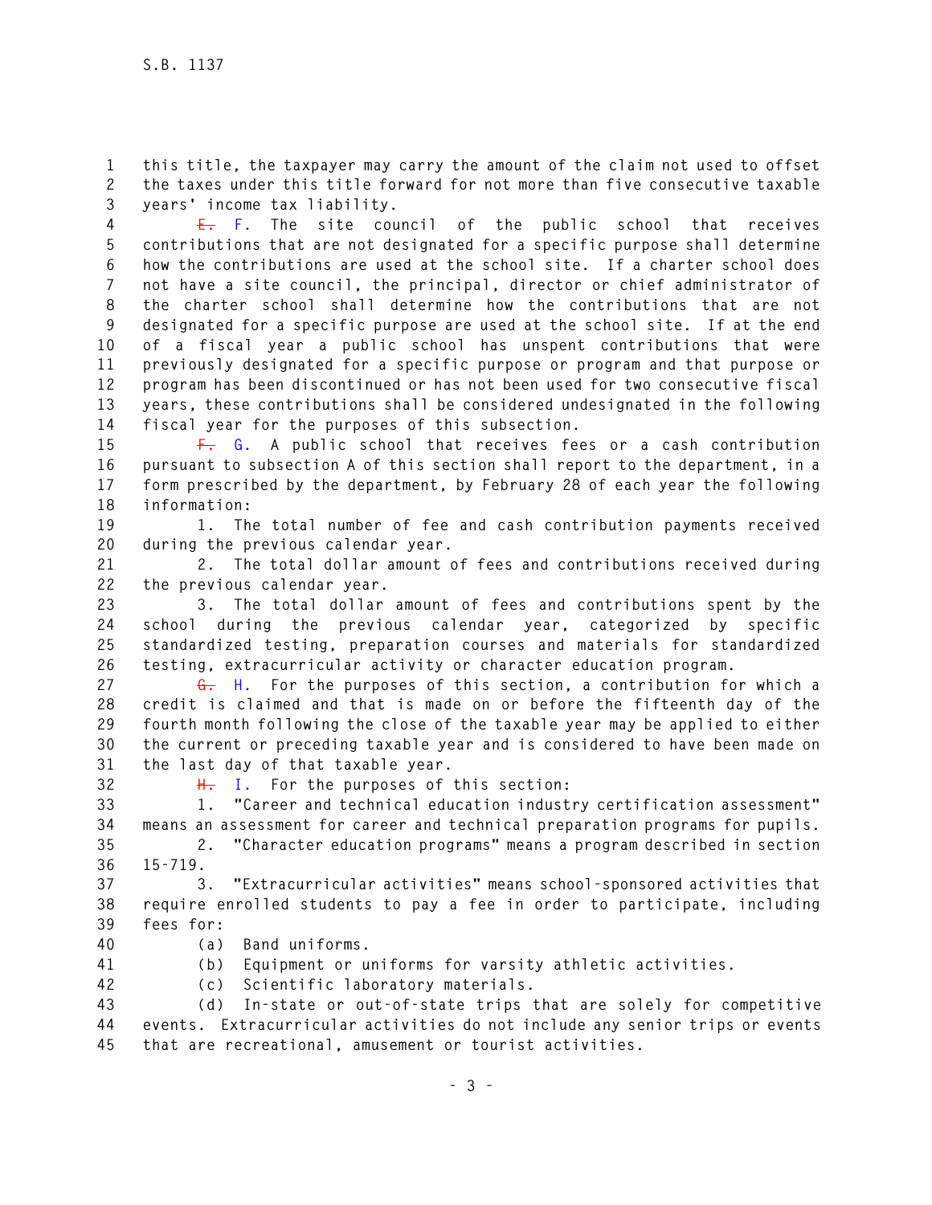this title, the taxpayer may carry the amount of the claim not used to offset the taxes under this title forward for not more than five consecutive taxable years' income tax liability.

~~E.~~ F. The site council of the public school that receives contributions that are not designated for a specific purpose shall determine how the contributions are used at the school site. If a charter school does not have a site council, the principal, director or chief administrator of the charter school shall determine how the contributions that are not designated for a specific purpose are used at the school site. If at the end of a fiscal year a public school has unspent contributions that were previously designated for a specific purpose or program and that purpose or program has been discontinued or has not been used for two consecutive fiscal years, these contributions shall be considered undesignated in the following fiscal year for the purposes of this subsection.

~~F.~~ G. A public school that receives fees or a cash contribution pursuant to subsection A of this section shall report to the department, in a form prescribed by the department, by February 28 of each year the following information:

1. The total number of fee and cash contribution payments received during the previous calendar year.

2. The total dollar amount of fees and contributions received during the previous calendar year.

3. The total dollar amount of fees and contributions spent by the school during the previous calendar year, categorized by specific standardized testing, preparation courses and materials for standardized testing, extracurricular activity or character education program.

~~G.~~ H. For the purposes of this section, a contribution for which a credit is claimed and that is made on or before the fifteenth day of the fourth month following the close of the taxable year may be applied to either the current or preceding taxable year and is considered to have been made on the last day of that taxable year.

~~H.~~ I. For the purposes of this section:

1. "Career and technical education industry certification assessment" means an assessment for career and technical preparation programs for pupils.

2. "Character education programs" means a program described in section 15-719.

3. "Extracurricular activities" means school-sponsored activities that require enrolled students to pay a fee in order to participate, including fees for:

(a) Band uniforms.

(b) Equipment or uniforms for varsity athletic activities.

(c) Scientific laboratory materials.

(d) In-state or out-of-state trips that are solely for competitive events. Extracurricular activities do not include any senior trips or events that are recreational, amusement or tourist activities.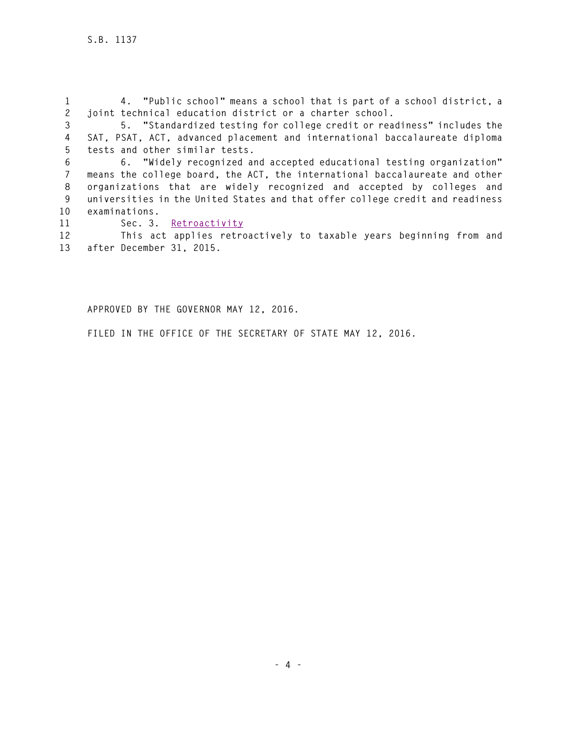4. "Public school" means a school that is part of a school district, a joint technical education district or a charter school.

5. "Standardized testing for college credit or readiness" includes the SAT, PSAT, ACT, advanced placement and international baccalaureate diploma tests and other similar tests.

6. "Widely recognized and accepted educational testing organization" means the college board, the ACT, the international baccalaureate and other organizations that are widely recognized and accepted by colleges and universities in the United States and that offer college credit and readiness examinations.

Sec. 3. Retroactivity

This act applies retroactively to taxable years beginning from and after December 31, 2015.

APPROVED BY THE GOVERNOR MAY 12, 2016.

FILED IN THE OFFICE OF THE SECRETARY OF STATE MAY 12, 2016.